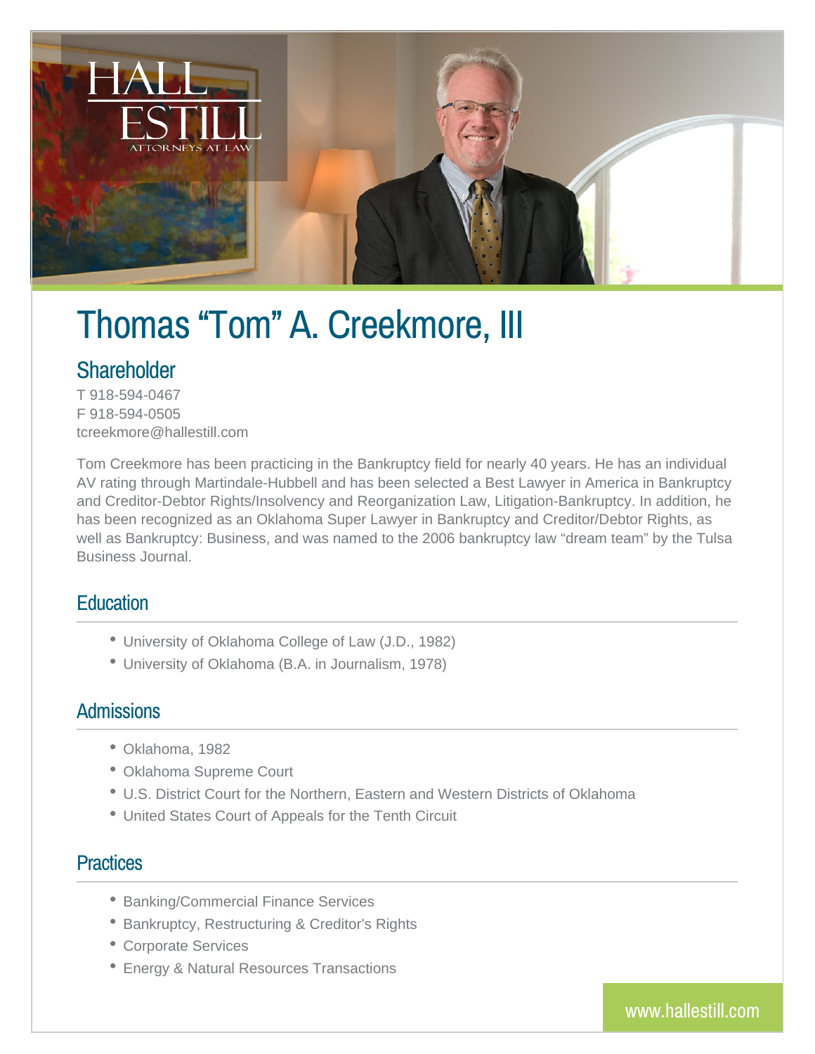# Thomas “Tom” A. Creekmore, III

## Shareholder

T 918-594-0467
F 918-594-0505
tcreekmore@hallestill.com

Tom Creekmore has been practicing in the Bankruptcy field for nearly 40 years. He has an individual AV rating through Martindale-Hubbell and has been selected a Best Lawyer in America in Bankruptcy and Creditor-Debtor Rights/Insolvency and Reorganization Law, Litigation-Bankruptcy. In addition, he has been recognized as an Oklahoma Super Lawyer in Bankruptcy and Creditor/Debtor Rights, as well as Bankruptcy: Business, and was named to the 2006 bankruptcy law “dream team” by the Tulsa Business Journal.

## Education

- University of Oklahoma College of Law (J.D., 1982)
- University of Oklahoma (B.A. in Journalism, 1978)

## Admissions

- Oklahoma, 1982
- Oklahoma Supreme Court
- U.S. District Court for the Northern, Eastern and Western Districts of Oklahoma
- United States Court of Appeals for the Tenth Circuit

## Practices

- Banking/Commercial Finance Services
- Bankruptcy, Restructuring & Creditor's Rights
- Corporate Services
- Energy & Natural Resources Transactions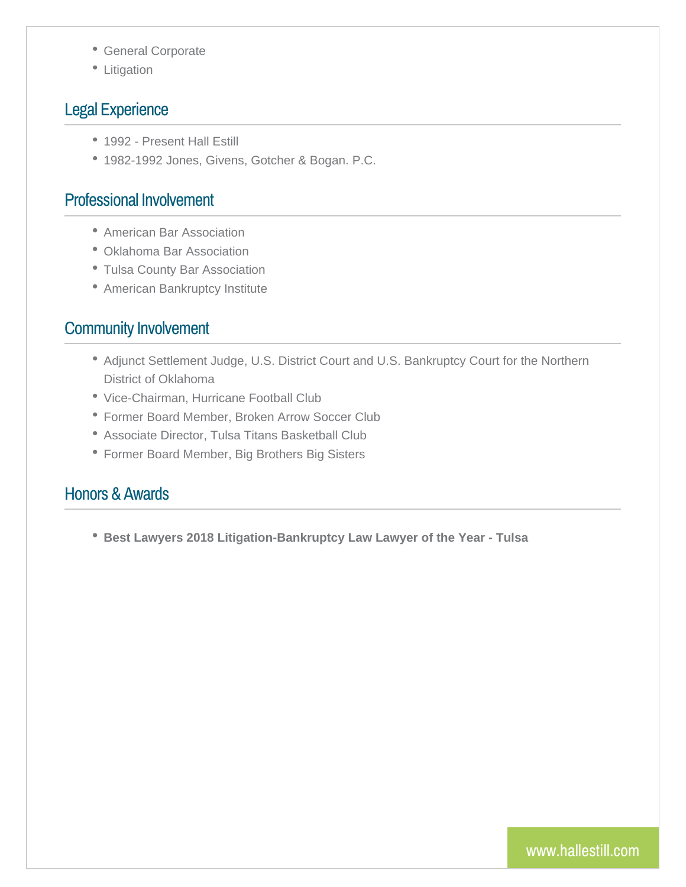- General Corporate
- Litigation

## Legal Experience

- 1992 - Present Hall Estill
- 1982-1992 Jones, Givens, Gotcher & Bogan. P.C.

## Professional Involvement

- American Bar Association
- Oklahoma Bar Association
- Tulsa County Bar Association
- American Bankruptcy Institute

## Community Involvement

- Adjunct Settlement Judge, U.S. District Court and U.S. Bankruptcy Court for the Northern District of Oklahoma
- Vice-Chairman, Hurricane Football Club
- Former Board Member, Broken Arrow Soccer Club
- Associate Director, Tulsa Titans Basketball Club
- Former Board Member, Big Brothers Big Sisters

## Honors & Awards

- **Best Lawyers 2018 Litigation-Bankruptcy Law Lawyer of the Year - Tulsa**